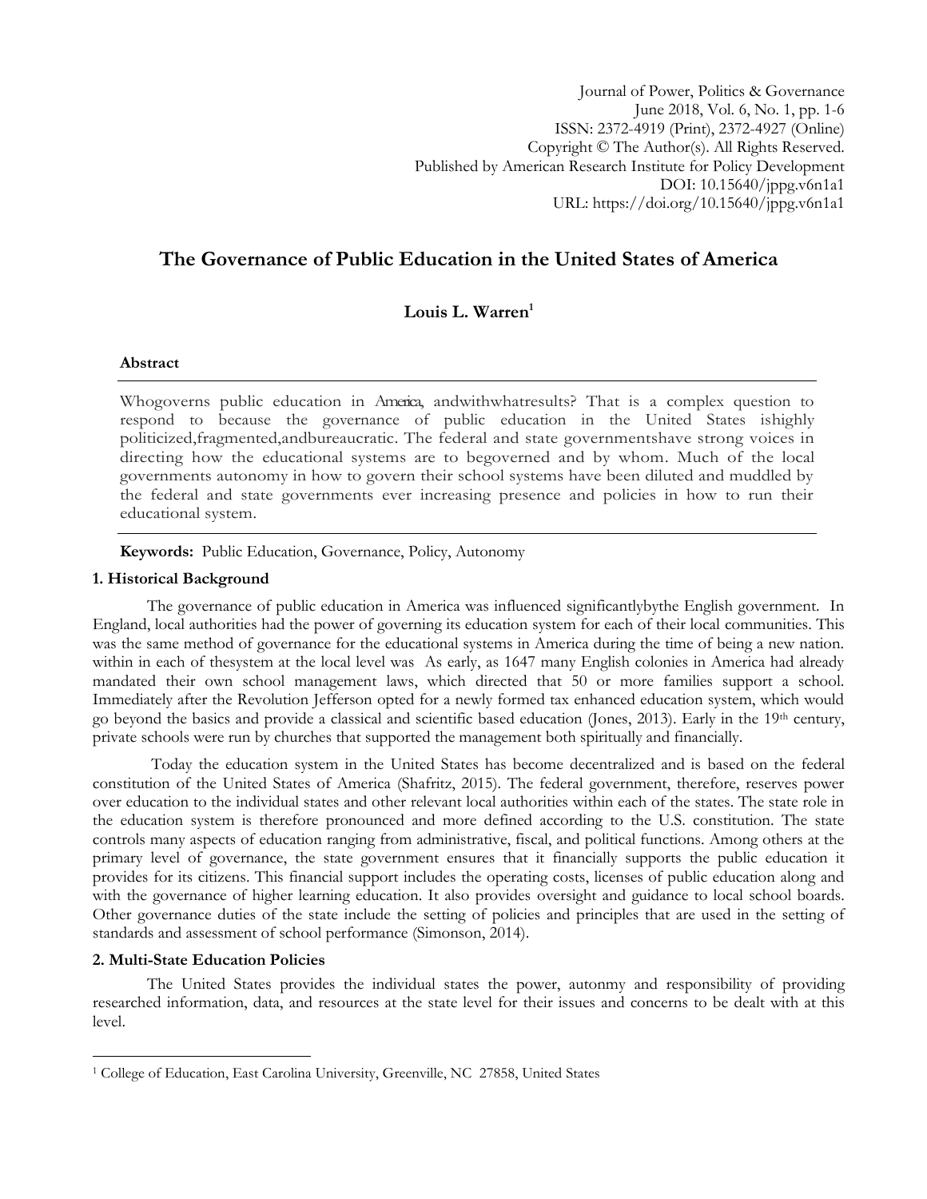Journal of Power, Politics & Governance
June 2018, Vol. 6, No. 1, pp. 1-6
ISSN: 2372-4919 (Print), 2372-4927 (Online)
Copyright © The Author(s). All Rights Reserved.
Published by American Research Institute for Policy Development
DOI: 10.15640/jppg.v6n1a1
URL: https://doi.org/10.15640/jppg.v6n1a1

# The Governance of Public Education in the United States of America

**Louis L. Warren**[1]

### Abstract

Whogoverns public education in America, andwithwhatresults? That is a complex question to respond to because the governance of public education in the United States ishighly politicized,fragmented,andbureaucratic. The federal and state governmentshave strong voices in directing how the educational systems are to begoverned and by whom. Much of the local governments autonomy in how to govern their school systems have been diluted and muddled by the federal and state governments ever increasing presence and policies in how to run their educational system.

**Keywords:** Public Education, Governance, Policy, Autonomy

## 1. Historical Background

The governance of public education in America was influenced significantlybythe English government. In England, local authorities had the power of governing its education system for each of their local communities. This was the same method of governance for the educational systems in America during the time of being a new nation. within in each of thesystem at the local level was As early, as 1647 many English colonies in America had already mandated their own school management laws, which directed that 50 or more families support a school. Immediately after the Revolution Jefferson opted for a newly formed tax enhanced education system, which would go beyond the basics and provide a classical and scientific based education (Jones, 2013). Early in the 19th century, private schools were run by churches that supported the management both spiritually and financially.

Today the education system in the United States has become decentralized and is based on the federal constitution of the United States of America (Shafritz, 2015). The federal government, therefore, reserves power over education to the individual states and other relevant local authorities within each of the states. The state role in the education system is therefore pronounced and more defined according to the U.S. constitution. The state controls many aspects of education ranging from administrative, fiscal, and political functions. Among others at the primary level of governance, the state government ensures that it financially supports the public education it provides for its citizens. This financial support includes the operating costs, licenses of public education along and with the governance of higher learning education. It also provides oversight and guidance to local school boards. Other governance duties of the state include the setting of policies and principles that are used in the setting of standards and assessment of school performance (Simonson, 2014).

## 2. Multi-State Education Policies

The United States provides the individual states the power, autonmy and responsibility of providing researched information, data, and resources at the state level for their issues and concerns to be dealt with at this level.

[1] College of Education, East Carolina University, Greenville, NC 27858, United States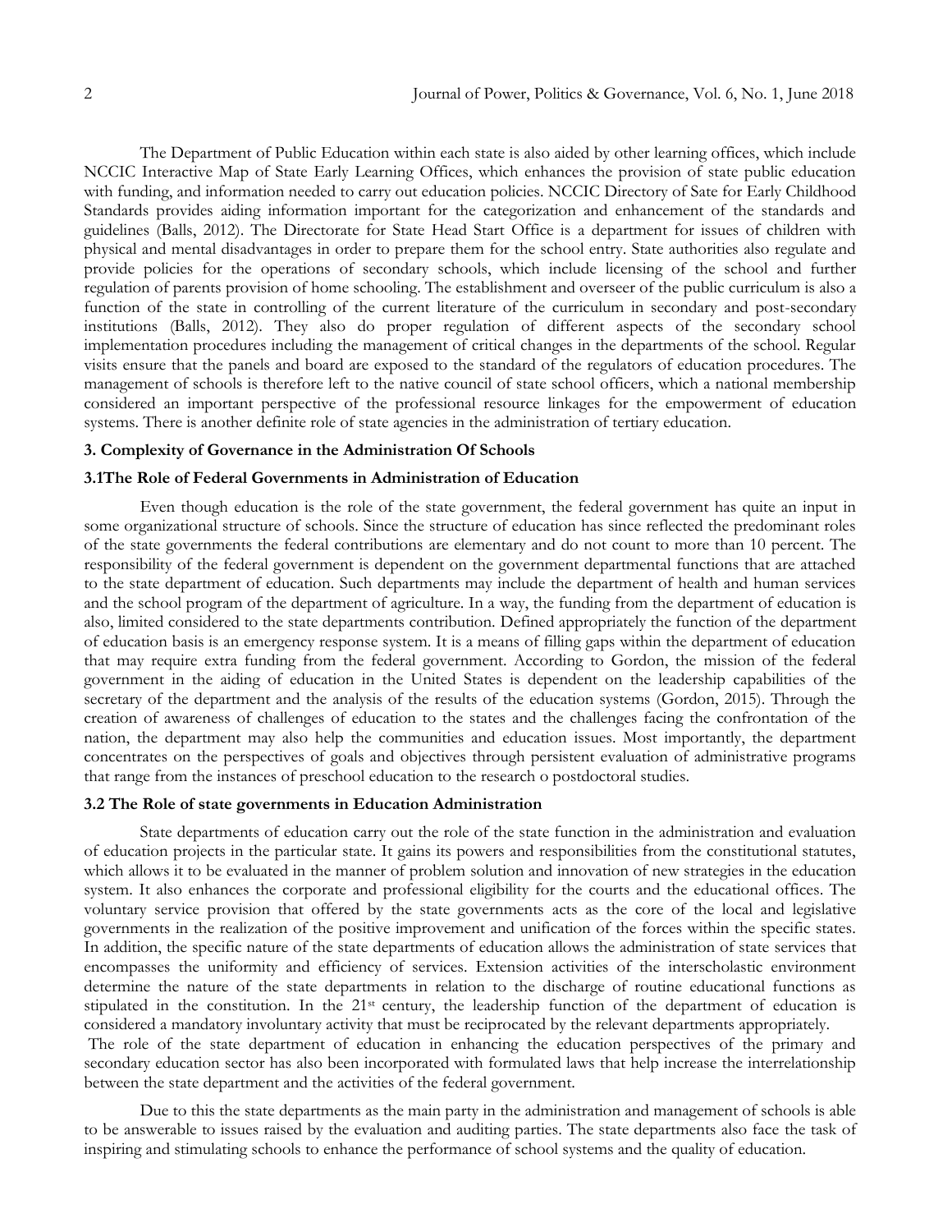The Department of Public Education within each state is also aided by other learning offices, which include NCCIC Interactive Map of State Early Learning Offices, which enhances the provision of state public education with funding, and information needed to carry out education policies. NCCIC Directory of Sate for Early Childhood Standards provides aiding information important for the categorization and enhancement of the standards and guidelines (Balls, 2012). The Directorate for State Head Start Office is a department for issues of children with physical and mental disadvantages in order to prepare them for the school entry. State authorities also regulate and provide policies for the operations of secondary schools, which include licensing of the school and further regulation of parents provision of home schooling. The establishment and overseer of the public curriculum is also a function of the state in controlling of the current literature of the curriculum in secondary and post-secondary institutions (Balls, 2012). They also do proper regulation of different aspects of the secondary school implementation procedures including the management of critical changes in the departments of the school. Regular visits ensure that the panels and board are exposed to the standard of the regulators of education procedures. The management of schools is therefore left to the native council of state school officers, which a national membership considered an important perspective of the professional resource linkages for the empowerment of education systems. There is another definite role of state agencies in the administration of tertiary education.

### 3. Complexity of Governance in the Administration Of Schools

#### 3.1The Role of Federal Governments in Administration of Education

Even though education is the role of the state government, the federal government has quite an input in some organizational structure of schools. Since the structure of education has since reflected the predominant roles of the state governments the federal contributions are elementary and do not count to more than 10 percent. The responsibility of the federal government is dependent on the government departmental functions that are attached to the state department of education. Such departments may include the department of health and human services and the school program of the department of agriculture. In a way, the funding from the department of education is also, limited considered to the state departments contribution. Defined appropriately the function of the department of education basis is an emergency response system. It is a means of filling gaps within the department of education that may require extra funding from the federal government. According to Gordon, the mission of the federal government in the aiding of education in the United States is dependent on the leadership capabilities of the secretary of the department and the analysis of the results of the education systems (Gordon, 2015). Through the creation of awareness of challenges of education to the states and the challenges facing the confrontation of the nation, the department may also help the communities and education issues. Most importantly, the department concentrates on the perspectives of goals and objectives through persistent evaluation of administrative programs that range from the instances of preschool education to the research o postdoctoral studies.

#### 3.2 The Role of state governments in Education Administration

State departments of education carry out the role of the state function in the administration and evaluation of education projects in the particular state. It gains its powers and responsibilities from the constitutional statutes, which allows it to be evaluated in the manner of problem solution and innovation of new strategies in the education system. It also enhances the corporate and professional eligibility for the courts and the educational offices. The voluntary service provision that offered by the state governments acts as the core of the local and legislative governments in the realization of the positive improvement and unification of the forces within the specific states. In addition, the specific nature of the state departments of education allows the administration of state services that encompasses the uniformity and efficiency of services. Extension activities of the interscholastic environment determine the nature of the state departments in relation to the discharge of routine educational functions as stipulated in the constitution. In the 21st century, the leadership function of the department of education is considered a mandatory involuntary activity that must be reciprocated by the relevant departments appropriately.

The role of the state department of education in enhancing the education perspectives of the primary and secondary education sector has also been incorporated with formulated laws that help increase the interrelationship between the state department and the activities of the federal government.

Due to this the state departments as the main party in the administration and management of schools is able to be answerable to issues raised by the evaluation and auditing parties. The state departments also face the task of inspiring and stimulating schools to enhance the performance of school systems and the quality of education.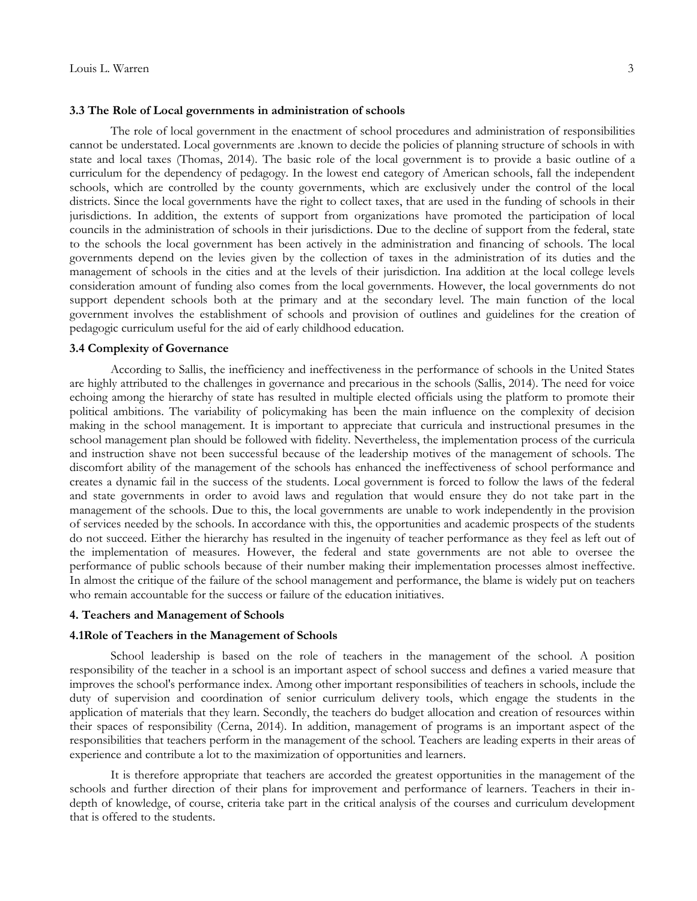### 3.3 The Role of Local governments in administration of schools

The role of local government in the enactment of school procedures and administration of responsibilities cannot be understated. Local governments are .known to decide the policies of planning structure of schools in with state and local taxes (Thomas, 2014). The basic role of the local government is to provide a basic outline of a curriculum for the dependency of pedagogy. In the lowest end category of American schools, fall the independent schools, which are controlled by the county governments, which are exclusively under the control of the local districts. Since the local governments have the right to collect taxes, that are used in the funding of schools in their jurisdictions. In addition, the extents of support from organizations have promoted the participation of local councils in the administration of schools in their jurisdictions. Due to the decline of support from the federal, state to the schools the local government has been actively in the administration and financing of schools. The local governments depend on the levies given by the collection of taxes in the administration of its duties and the management of schools in the cities and at the levels of their jurisdiction. Ina addition at the local college levels consideration amount of funding also comes from the local governments. However, the local governments do not support dependent schools both at the primary and at the secondary level. The main function of the local government involves the establishment of schools and provision of outlines and guidelines for the creation of pedagogic curriculum useful for the aid of early childhood education.

### 3.4 Complexity of Governance

According to Sallis, the inefficiency and ineffectiveness in the performance of schools in the United States are highly attributed to the challenges in governance and precarious in the schools (Sallis, 2014). The need for voice echoing among the hierarchy of state has resulted in multiple elected officials using the platform to promote their political ambitions. The variability of policymaking has been the main influence on the complexity of decision making in the school management. It is important to appreciate that curricula and instructional presumes in the school management plan should be followed with fidelity. Nevertheless, the implementation process of the curricula and instruction shave not been successful because of the leadership motives of the management of schools. The discomfort ability of the management of the schools has enhanced the ineffectiveness of school performance and creates a dynamic fail in the success of the students. Local government is forced to follow the laws of the federal and state governments in order to avoid laws and regulation that would ensure they do not take part in the management of the schools. Due to this, the local governments are unable to work independently in the provision of services needed by the schools. In accordance with this, the opportunities and academic prospects of the students do not succeed. Either the hierarchy has resulted in the ingenuity of teacher performance as they feel as left out of the implementation of measures. However, the federal and state governments are not able to oversee the performance of public schools because of their number making their implementation processes almost ineffective. In almost the critique of the failure of the school management and performance, the blame is widely put on teachers who remain accountable for the success or failure of the education initiatives.

## 4. Teachers and Management of Schools

### 4.1Role of Teachers in the Management of Schools

School leadership is based on the role of teachers in the management of the school. A position responsibility of the teacher in a school is an important aspect of school success and defines a varied measure that improves the school's performance index. Among other important responsibilities of teachers in schools, include the duty of supervision and coordination of senior curriculum delivery tools, which engage the students in the application of materials that they learn. Secondly, the teachers do budget allocation and creation of resources within their spaces of responsibility (Cerna, 2014). In addition, management of programs is an important aspect of the responsibilities that teachers perform in the management of the school. Teachers are leading experts in their areas of experience and contribute a lot to the maximization of opportunities and learners.

It is therefore appropriate that teachers are accorded the greatest opportunities in the management of the schools and further direction of their plans for improvement and performance of learners. Teachers in their in-depth of knowledge, of course, criteria take part in the critical analysis of the courses and curriculum development that is offered to the students.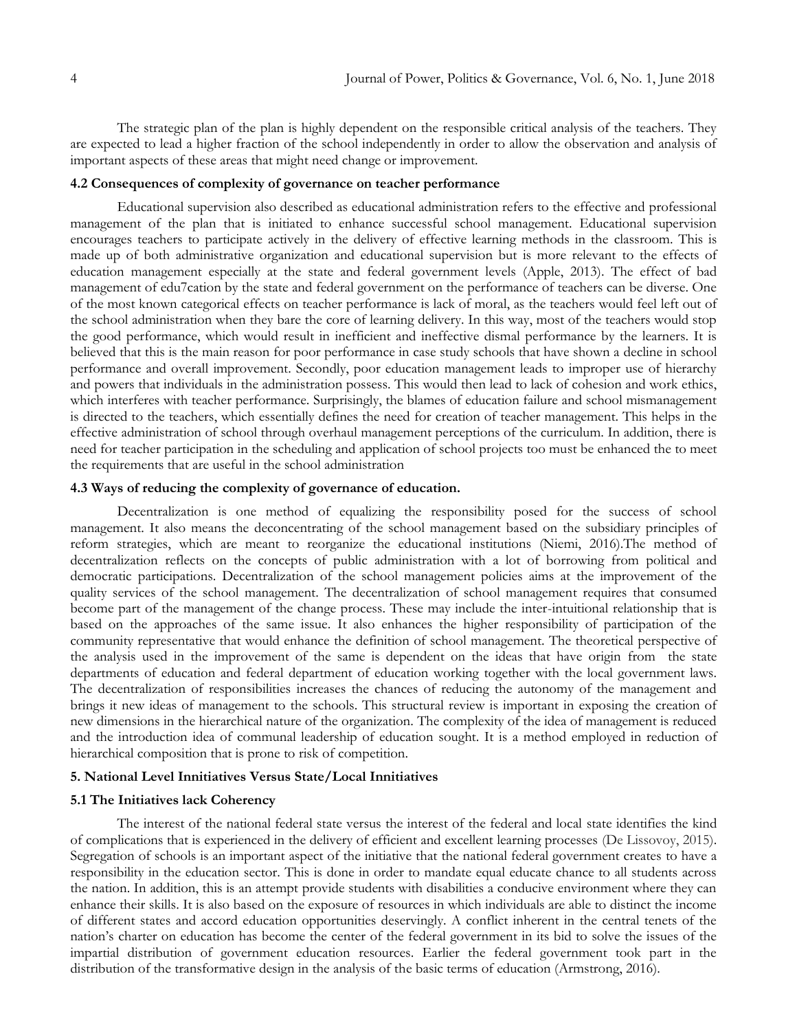The strategic plan of the plan is highly dependent on the responsible critical analysis of the teachers. They are expected to lead a higher fraction of the school independently in order to allow the observation and analysis of important aspects of these areas that might need change or improvement.

### 4.2 Consequences of complexity of governance on teacher performance

Educational supervision also described as educational administration refers to the effective and professional management of the plan that is initiated to enhance successful school management. Educational supervision encourages teachers to participate actively in the delivery of effective learning methods in the classroom. This is made up of both administrative organization and educational supervision but is more relevant to the effects of education management especially at the state and federal government levels (Apple, 2013). The effect of bad management of edu7cation by the state and federal government on the performance of teachers can be diverse. One of the most known categorical effects on teacher performance is lack of moral, as the teachers would feel left out of the school administration when they bare the core of learning delivery. In this way, most of the teachers would stop the good performance, which would result in inefficient and ineffective dismal performance by the learners. It is believed that this is the main reason for poor performance in case study schools that have shown a decline in school performance and overall improvement. Secondly, poor education management leads to improper use of hierarchy and powers that individuals in the administration possess. This would then lead to lack of cohesion and work ethics, which interferes with teacher performance. Surprisingly, the blames of education failure and school mismanagement is directed to the teachers, which essentially defines the need for creation of teacher management. This helps in the effective administration of school through overhaul management perceptions of the curriculum. In addition, there is need for teacher participation in the scheduling and application of school projects too must be enhanced the to meet the requirements that are useful in the school administration

### 4.3 Ways of reducing the complexity of governance of education.

Decentralization is one method of equalizing the responsibility posed for the success of school management. It also means the deconcentrating of the school management based on the subsidiary principles of reform strategies, which are meant to reorganize the educational institutions (Niemi, 2016).The method of decentralization reflects on the concepts of public administration with a lot of borrowing from political and democratic participations. Decentralization of the school management policies aims at the improvement of the quality services of the school management. The decentralization of school management requires that consumed become part of the management of the change process. These may include the inter-intuitional relationship that is based on the approaches of the same issue. It also enhances the higher responsibility of participation of the community representative that would enhance the definition of school management. The theoretical perspective of the analysis used in the improvement of the same is dependent on the ideas that have origin from the state departments of education and federal department of education working together with the local government laws. The decentralization of responsibilities increases the chances of reducing the autonomy of the management and brings it new ideas of management to the schools. This structural review is important in exposing the creation of new dimensions in the hierarchical nature of the organization. The complexity of the idea of management is reduced and the introduction idea of communal leadership of education sought. It is a method employed in reduction of hierarchical composition that is prone to risk of competition.

## 5. National Level Innitiatives Versus State/Local Innitiatives

### 5.1 The Initiatives lack Coherency

The interest of the national federal state versus the interest of the federal and local state identifies the kind of complications that is experienced in the delivery of efficient and excellent learning processes (De Lissovoy, 2015). Segregation of schools is an important aspect of the initiative that the national federal government creates to have a responsibility in the education sector. This is done in order to mandate equal educate chance to all students across the nation. In addition, this is an attempt provide students with disabilities a conducive environment where they can enhance their skills. It is also based on the exposure of resources in which individuals are able to distinct the income of different states and accord education opportunities deservingly. A conflict inherent in the central tenets of the nation's charter on education has become the center of the federal government in its bid to solve the issues of the impartial distribution of government education resources. Earlier the federal government took part in the distribution of the transformative design in the analysis of the basic terms of education (Armstrong, 2016).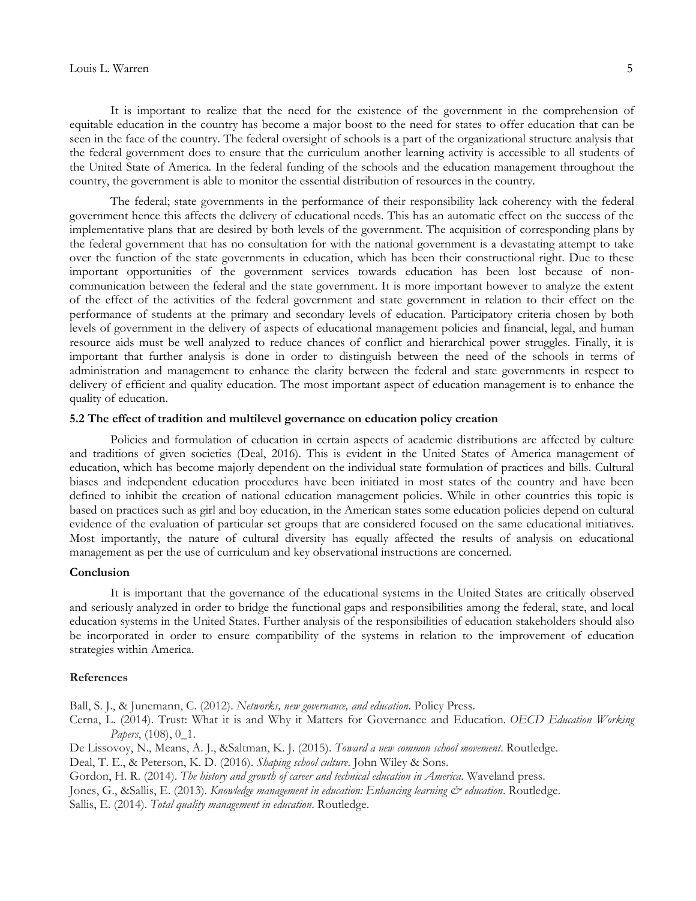It is important to realize that the need for the existence of the government in the comprehension of equitable education in the country has become a major boost to the need for states to offer education that can be seen in the face of the country. The federal oversight of schools is a part of the organizational structure analysis that the federal government does to ensure that the curriculum another learning activity is accessible to all students of the United State of America. In the federal funding of the schools and the education management throughout the country, the government is able to monitor the essential distribution of resources in the country.

The federal; state governments in the performance of their responsibility lack coherency with the federal government hence this affects the delivery of educational needs. This has an automatic effect on the success of the implementative plans that are desired by both levels of the government. The acquisition of corresponding plans by the federal government that has no consultation for with the national government is a devastating attempt to take over the function of the state governments in education, which has been their constructional right. Due to these important opportunities of the government services towards education has been lost because of non-communication between the federal and the state government. It is more important however to analyze the extent of the effect of the activities of the federal government and state government in relation to their effect on the performance of students at the primary and secondary levels of education. Participatory criteria chosen by both levels of government in the delivery of aspects of educational management policies and financial, legal, and human resource aids must be well analyzed to reduce chances of conflict and hierarchical power struggles. Finally, it is important that further analysis is done in order to distinguish between the need of the schools in terms of administration and management to enhance the clarity between the federal and state governments in respect to delivery of efficient and quality education. The most important aspect of education management is to enhance the quality of education.

### 5.2 The effect of tradition and multilevel governance on education policy creation

Policies and formulation of education in certain aspects of academic distributions are affected by culture and traditions of given societies (Deal, 2016). This is evident in the United States of America management of education, which has become majorly dependent on the individual state formulation of practices and bills. Cultural biases and independent education procedures have been initiated in most states of the country and have been defined to inhibit the creation of national education management policies. While in other countries this topic is based on practices such as girl and boy education, in the American states some education policies depend on cultural evidence of the evaluation of particular set groups that are considered focused on the same educational initiatives. Most importantly, the nature of cultural diversity has equally affected the results of analysis on educational management as per the use of curriculum and key observational instructions are concerned.

## Conclusion

It is important that the governance of the educational systems in the United States are critically observed and seriously analyzed in order to bridge the functional gaps and responsibilities among the federal, state, and local education systems in the United States. Further analysis of the responsibilities of education stakeholders should also be incorporated in order to ensure compatibility of the systems in relation to the improvement of education strategies within America.

## References

Ball, S. J., & Junemann, C. (2012). *Networks, new governance, and education*. Policy Press.

Cerna, L. (2014). Trust: What it is and Why it Matters for Governance and Education. *OECD Education Working Papers*, (108), 0_1.

De Lissovoy, N., Means, A. J., &Saltman, K. J. (2015). *Toward a new common school movement*. Routledge.

Deal, T. E., & Peterson, K. D. (2016). *Shaping school culture*. John Wiley & Sons.

Gordon, H. R. (2014). *The history and growth of career and technical education in America*. Waveland press.

Jones, G., &Sallis, E. (2013). *Knowledge management in education: Enhancing learning & education*. Routledge.

Sallis, E. (2014). *Total quality management in education*. Routledge.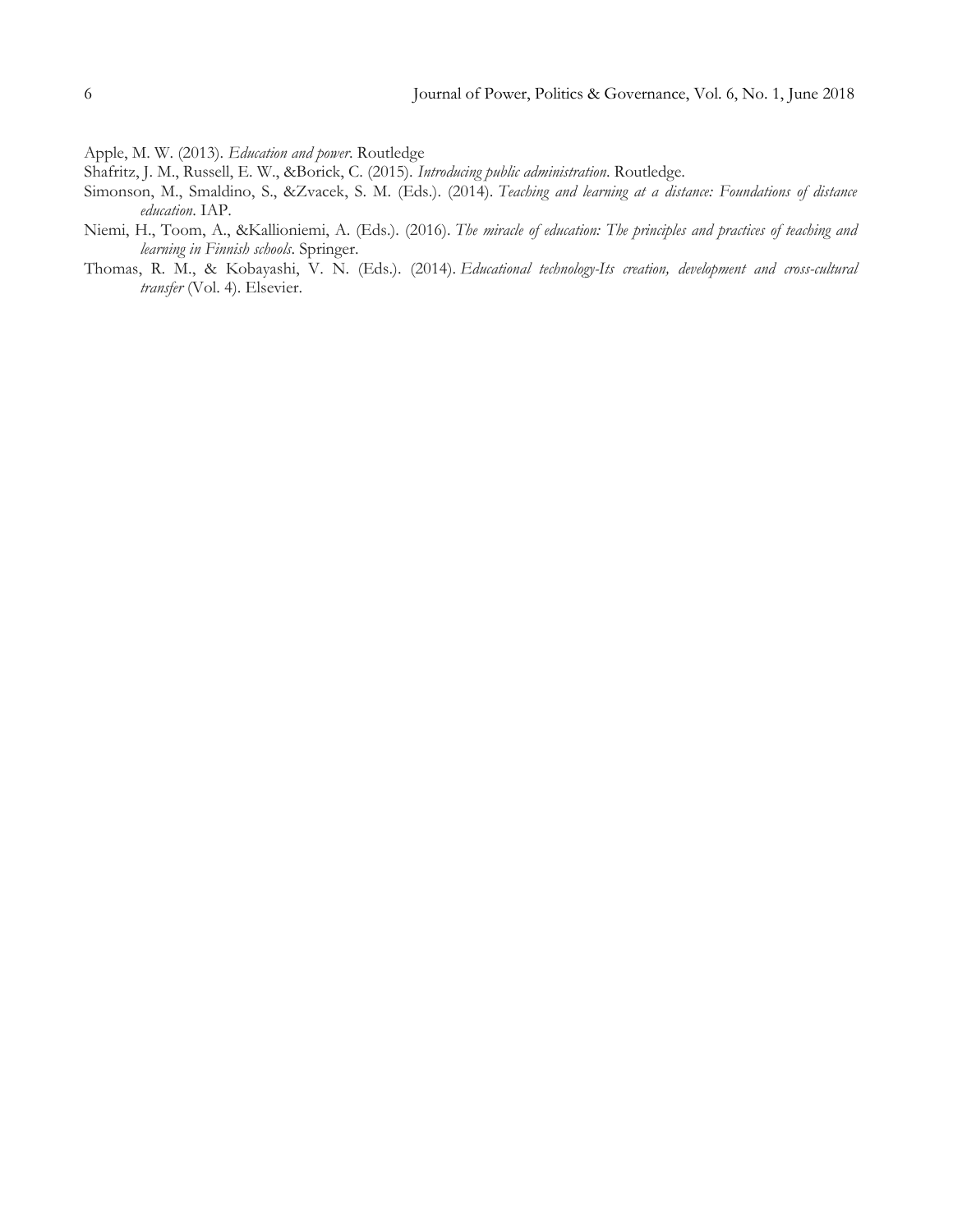Apple, M. W. (2013). *Education and power*. Routledge

Shafritz, J. M., Russell, E. W., &Borick, C. (2015). *Introducing public administration*. Routledge.

Simonson, M., Smaldino, S., &Zvacek, S. M. (Eds.). (2014). *Teaching and learning at a distance: Foundations of distance education*. IAP.

Niemi, H., Toom, A., &Kallioniemi, A. (Eds.). (2016). *The miracle of education: The principles and practices of teaching and learning in Finnish schools*. Springer.

Thomas, R. M., & Kobayashi, V. N. (Eds.). (2014). *Educational technology-Its creation, development and cross-cultural transfer* (Vol. 4). Elsevier.